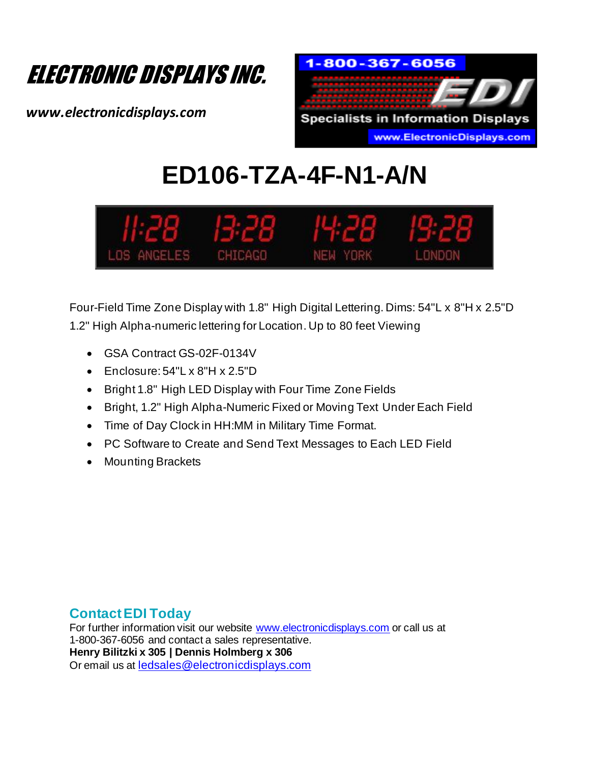# ELECTRONIC DISPLAYS INC.

***www.electronicdisplays.com***

# ED106-TZA-4F-N1-A/N

Four-Field Time Zone Display with 1.8" High Digital Lettering. Dims: 54"L x 8"H x 2.5"D
1.2" High Alpha-numeric lettering for Location. Up to 80 feet Viewing

- GSA Contract GS-02F-0134V
- Enclosure: 54"L x 8"H x 2.5"D
- Bright 1.8" High LED Display with Four Time Zone Fields
- Bright, 1.2" High Alpha-Numeric Fixed or Moving Text Under Each Field
- Time of Day Clock in HH:MM in Military Time Format.
- PC Software to Create and Send Text Messages to Each LED Field
- Mounting Brackets

## Contact EDI Today

For further information visit our website www.electronicdisplays.com or call us at
1-800-367-6056 and contact a sales representative.
**Henry Bilitzki x 305 | Dennis Holmberg x 306**
Or email us at ledsales@electronicdisplays.com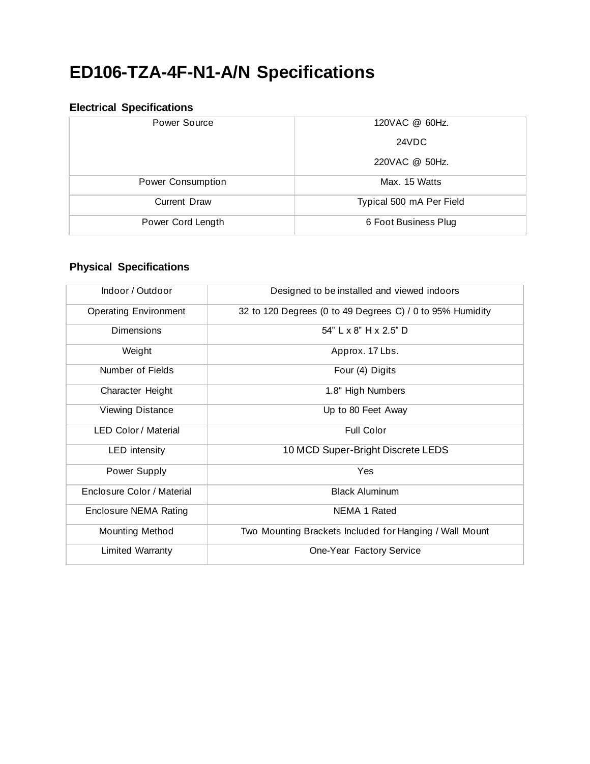# ED106-TZA-4F-N1-A/N Specifications

### Electrical Specifications

| | |
|---|---|
| Power Source | 120VAC @ 60Hz.<br>24VDC<br>220VAC @ 50Hz. |
| Power Consumption | Max. 15 Watts |
| Current Draw | Typical 500 mA Per Field |
| Power Cord Length | 6 Foot Business Plug |

### Physical Specifications

| | |
|---|---|
| Indoor / Outdoor | Designed to be installed and viewed indoors |
| Operating Environment | 32 to 120 Degrees (0 to 49 Degrees C) / 0 to 95% Humidity |
| Dimensions | 54" L x 8" H x 2.5" D |
| Weight | Approx. 17 Lbs. |
| Number of Fields | Four (4) Digits |
| Character Height | 1.8" High Numbers |
| Viewing Distance | Up to 80 Feet Away |
| LED Color / Material | Full Color |
| LED intensity | 10 MCD Super-Bright Discrete LEDS |
| Power Supply | Yes |
| Enclosure Color / Material | Black Aluminum |
| Enclosure NEMA Rating | NEMA 1 Rated |
| Mounting Method | Two Mounting Brackets Included for Hanging / Wall Mount |
| Limited Warranty | One-Year Factory Service |